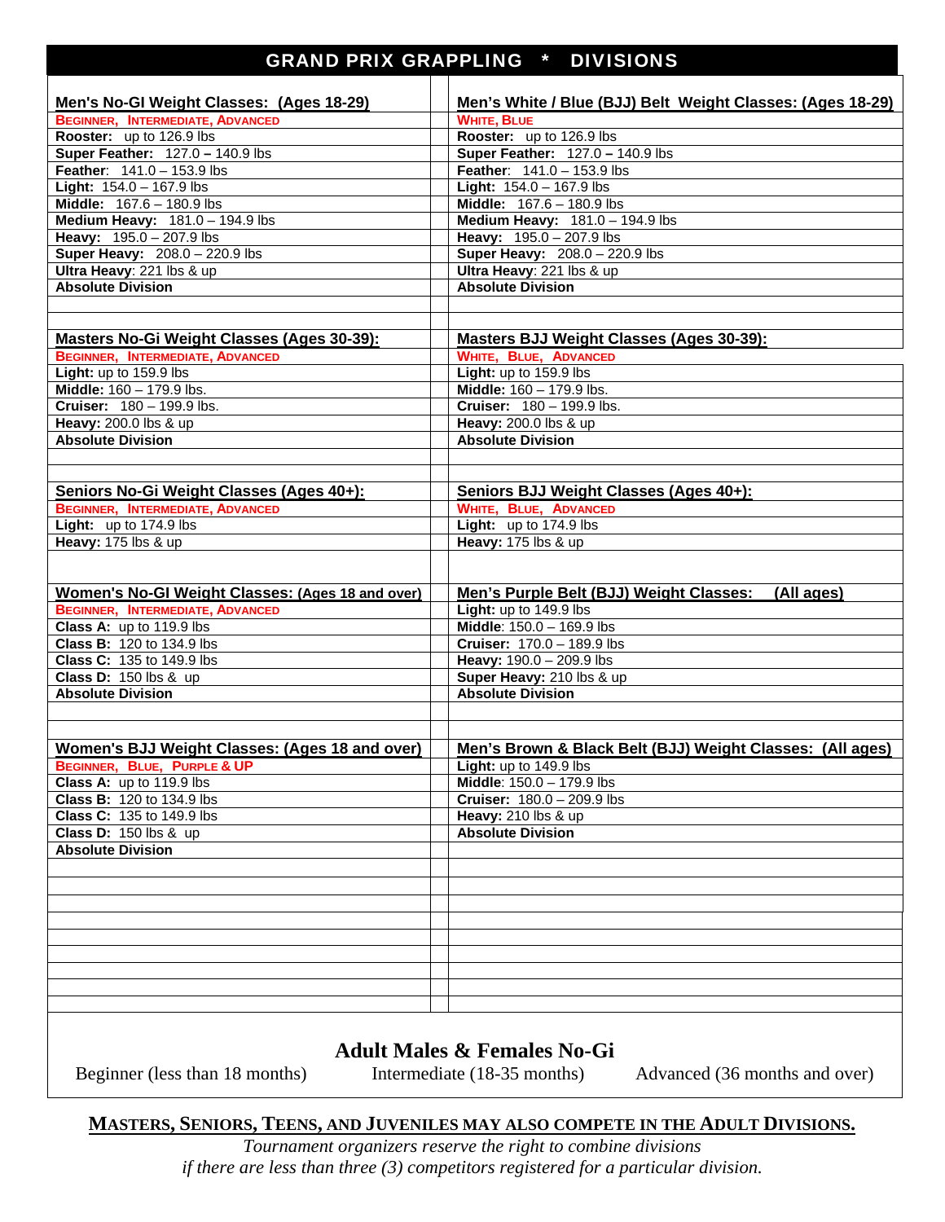# GRAND PRIX GRAPPLING * DIVISIONS

| Men's No-GI Weight Classes: (Ages 18-29) | Men's White / Blue (BJJ) Belt Weight Classes: (Ages 18-29) |
|---|---|
| BEGINNER, INTERMEDIATE, ADVANCED | WHITE, BLUE |
| **Rooster:** up to 126.9 lbs | **Rooster:** up to 126.9 lbs |
| **Super Feather:** 127.0 – 140.9 lbs | **Super Feather:** 127.0 – 140.9 lbs |
| **Feather**: 141.0 – 153.9 lbs | **Feather**: 141.0 – 153.9 lbs |
| **Light:** 154.0 – 167.9 lbs | **Light:** 154.0 – 167.9 lbs |
| **Middle:** 167.6 – 180.9 lbs | **Middle:** 167.6 – 180.9 lbs |
| **Medium Heavy:** 181.0 – 194.9 lbs | **Medium Heavy:** 181.0 – 194.9 lbs |
| **Heavy:** 195.0 – 207.9 lbs | **Heavy:** 195.0 – 207.9 lbs |
| **Super Heavy:** 208.0 – 220.9 lbs | **Super Heavy:** 208.0 – 220.9 lbs |
| **Ultra Heavy**: 221 lbs & up | **Ultra Heavy**: 221 lbs & up |
| **Absolute Division** | **Absolute Division** |

| Masters No-Gi Weight Classes (Ages 30-39): | Masters BJJ Weight Classes (Ages 30-39): |
|---|---|
| BEGINNER, INTERMEDIATE, ADVANCED | WHITE, BLUE, ADVANCED |
| **Light:** up to 159.9 lbs | **Light:** up to 159.9 lbs |
| **Middle:** 160 – 179.9 lbs. | **Middle:** 160 – 179.9 lbs. |
| **Cruiser:** 180 – 199.9 lbs. | **Cruiser:** 180 – 199.9 lbs. |
| **Heavy:** 200.0 lbs & up | **Heavy:** 200.0 lbs & up |
| **Absolute Division** | **Absolute Division** |

| Seniors No-Gi Weight Classes (Ages 40+): | Seniors BJJ Weight Classes (Ages 40+): |
|---|---|
| BEGINNER, INTERMEDIATE, ADVANCED | WHITE, BLUE, ADVANCED |
| **Light:** up to 174.9 lbs | **Light:** up to 174.9 lbs |
| **Heavy:** 175 lbs & up | **Heavy:** 175 lbs & up |

| Women's No-GI Weight Classes: (Ages 18 and over) | Men's Purple Belt (BJJ) Weight Classes: (All ages) |
|---|---|
| BEGINNER, INTERMEDIATE, ADVANCED | **Light:** up to 149.9 lbs |
| **Class A:** up to 119.9 lbs | **Middle**: 150.0 – 169.9 lbs |
| **Class B:** 120 to 134.9 lbs | **Cruiser:** 170.0 – 189.9 lbs |
| **Class C:** 135 to 149.9 lbs | **Heavy:** 190.0 – 209.9 lbs |
| **Class D:** 150 lbs & up | **Super Heavy:** 210 lbs & up |
| **Absolute Division** | **Absolute Division** |

| Women's BJJ Weight Classes: (Ages 18 and over) | Men's Brown & Black Belt (BJJ) Weight Classes: (All ages) |
|---|---|
| BEGINNER, BLUE, PURPLE & UP | **Light:** up to 149.9 lbs |
| **Class A:** up to 119.9 lbs | **Middle**: 150.0 – 179.9 lbs |
| **Class B:** 120 to 134.9 lbs | **Cruiser:** 180.0 – 209.9 lbs |
| **Class C:** 135 to 149.9 lbs | **Heavy:** 210 lbs & up |
| **Class D:** 150 lbs & up | **Absolute Division** |
| **Absolute Division** | |

## Adult Males & Females No-Gi

Beginner (less than 18 months) Intermediate (18-35 months) Advanced (36 months and over)

**MASTERS, SENIORS, TEENS, AND JUVENILES MAY ALSO COMPETE IN THE ADULT DIVISIONS.**

*Tournament organizers reserve the right to combine divisions if there are less than three (3) competitors registered for a particular division.*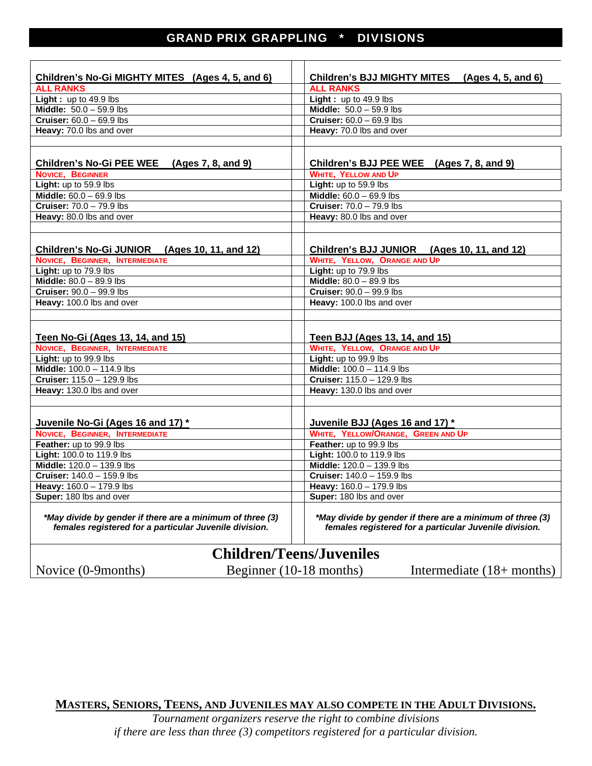# GRAND PRIX GRAPPLING * DIVISIONS

| Children's No-Gi MIGHTY MITES (Ages 4, 5, and 6) | Children's BJJ MIGHTY MITES (Ages 4, 5, and 6) |
|---|---|
| ALL RANKS | ALL RANKS |
| **Light :** up to 49.9 lbs | **Light :** up to 49.9 lbs |
| **Middle:** 50.0 – 59.9 lbs | **Middle:** 50.0 – 59.9 lbs |
| **Cruiser:** 60.0 – 69.9 lbs | **Cruiser:** 60.0 – 69.9 lbs |
| **Heavy:** 70.0 lbs and over | **Heavy:** 70.0 lbs and over |

| Children's No-Gi PEE WEE (Ages 7, 8, and 9) | Children's BJJ PEE WEE (Ages 7, 8, and 9) |
|---|---|
| Novice, Beginner | White, Yellow and Up |
| **Light:** up to 59.9 lbs | **Light:** up to 59.9 lbs |
| **Middle:** 60.0 – 69.9 lbs | **Middle:** 60.0 – 69.9 lbs |
| **Cruiser:** 70.0 – 79.9 lbs | **Cruiser:** 70.0 – 79.9 lbs |
| **Heavy:** 80.0 lbs and over | **Heavy:** 80.0 lbs and over |

| Children's No-Gi JUNIOR (Ages 10, 11, and 12) | Children's BJJ JUNIOR (Ages 10, 11, and 12) |
|---|---|
| Novice, Beginner, Intermediate | White, Yellow, Orange and Up |
| **Light:** up to 79.9 lbs | **Light:** up to 79.9 lbs |
| **Middle:** 80.0 – 89.9 lbs | **Middle:** 80.0 – 89.9 lbs |
| **Cruiser:** 90.0 – 99.9 lbs | **Cruiser:** 90.0 – 99.9 lbs |
| **Heavy:** 100.0 lbs and over | **Heavy:** 100.0 lbs and over |

| Teen No-Gi (Ages 13, 14, and 15) | Teen BJJ (Ages 13, 14, and 15) |
|---|---|
| Novice, Beginner, Intermediate | White, Yellow, Orange and Up |
| **Light:** up to 99.9 lbs | **Light:** up to 99.9 lbs |
| **Middle:** 100.0 – 114.9 lbs | **Middle:** 100.0 – 114.9 lbs |
| **Cruiser:** 115.0 – 129.9 lbs | **Cruiser:** 115.0 – 129.9 lbs |
| **Heavy:** 130.0 lbs and over | **Heavy:** 130.0 lbs and over |

| Juvenile No-Gi (Ages 16 and 17) * | Juvenile BJJ (Ages 16 and 17) * |
|---|---|
| Novice, Beginner, Intermediate | White, Yellow/Orange, Green and Up |
| **Feather:** up to 99.9 lbs | **Feather:** up to 99.9 lbs |
| **Light:** 100.0 to 119.9 lbs | **Light:** 100.0 to 119.9 lbs |
| **Middle:** 120.0 – 139.9 lbs | **Middle:** 120.0 – 139.9 lbs |
| **Cruiser:** 140.0 – 159.9 lbs | **Cruiser:** 140.0 – 159.9 lbs |
| **Heavy:** 160.0 – 179.9 lbs | **Heavy:** 160.0 – 179.9 lbs |
| **Super:** 180 lbs and over | **Super:** 180 lbs and over |
| ***May divide by gender if there are a minimum of three (3) females registered for a particular Juvenile division.*** | ***May divide by gender if there are a minimum of three (3) females registered for a particular Juvenile division.*** |

## Children/Teens/Juveniles

Novice (0-9months) Beginner (10-18 months) Intermediate (18+ months)

**MASTERS, SENIORS, TEENS, AND JUVENILES MAY ALSO COMPETE IN THE ADULT DIVISIONS.**

*Tournament organizers reserve the right to combine divisions if there are less than three (3) competitors registered for a particular division.*